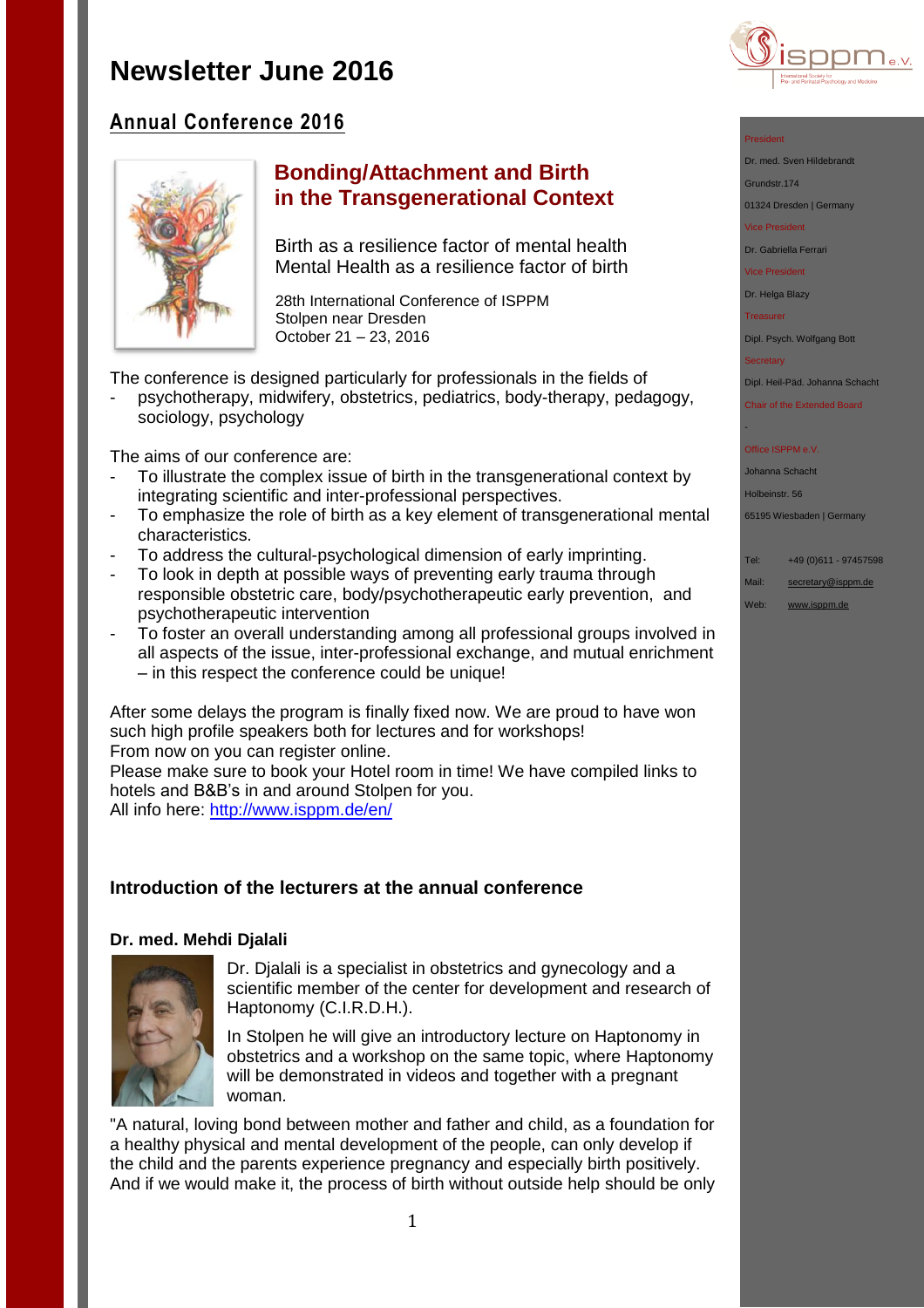# Newsletter June 2016

## Annual Conference 2016

### Bonding/Attachment and Birth in the Transgenerational Context

Birth as a resilience factor of mental health
Mental Health as a resilience factor of birth

28th International Conference of ISPPM
Stolpen near Dresden
October 21 – 23, 2016

The conference is designed particularly for professionals in the fields of

- psychotherapy, midwifery, obstetrics, pediatrics, body-therapy, pedagogy, sociology, psychology

The aims of our conference are:

- To illustrate the complex issue of birth in the transgenerational context by integrating scientific and inter-professional perspectives.
- To emphasize the role of birth as a key element of transgenerational mental characteristics.
- To address the cultural-psychological dimension of early imprinting.
- To look in depth at possible ways of preventing early trauma through responsible obstetric care, body/psychotherapeutic early prevention, and psychotherapeutic intervention
- To foster an overall understanding among all professional groups involved in all aspects of the issue, inter-professional exchange, and mutual enrichment – in this respect the conference could be unique!

After some delays the program is finally fixed now. We are proud to have won such high profile speakers both for lectures and for workshops!
From now on you can register online.
Please make sure to book your Hotel room in time! We have compiled links to hotels and B&B's in and around Stolpen for you.
All info here: http://www.isppm.de/en/

### Introduction of the lecturers at the annual conference

**Dr. med. Mehdi Djalali**

Dr. Djalali is a specialist in obstetrics and gynecology and a scientific member of the center for development and research of Haptonomy (C.I.R.D.H.).

In Stolpen he will give an introductory lecture on Haptonomy in obstetrics and a workshop on the same topic, where Haptonomy will be demonstrated in videos and together with a pregnant woman.

"A natural, loving bond between mother and father and child, as a foundation for a healthy physical and mental development of the people, can only develop if the child and the parents experience pregnancy and especially birth positively. And if we would make it, the process of birth without outside help should be only

---

President
Dr. med. Sven Hildebrandt
Grundstr.174
01324 Dresden | Germany

Vice President
Dr. Gabriella Ferrari

Vice President
Dr. Helga Blazy

Treasurer
Dipl. Psych. Wolfgang Bott

Secretary
Dipl. Heil-Päd. Johanna Schacht

Chair of the Extended Board
-

Office ISPPM e.V.
Johanna Schacht
Holbeinstr. 56
65195 Wiesbaden | Germany

Tel: +49 (0)611 - 97457598
Mail: secretary@isppm.de
Web: www.isppm.de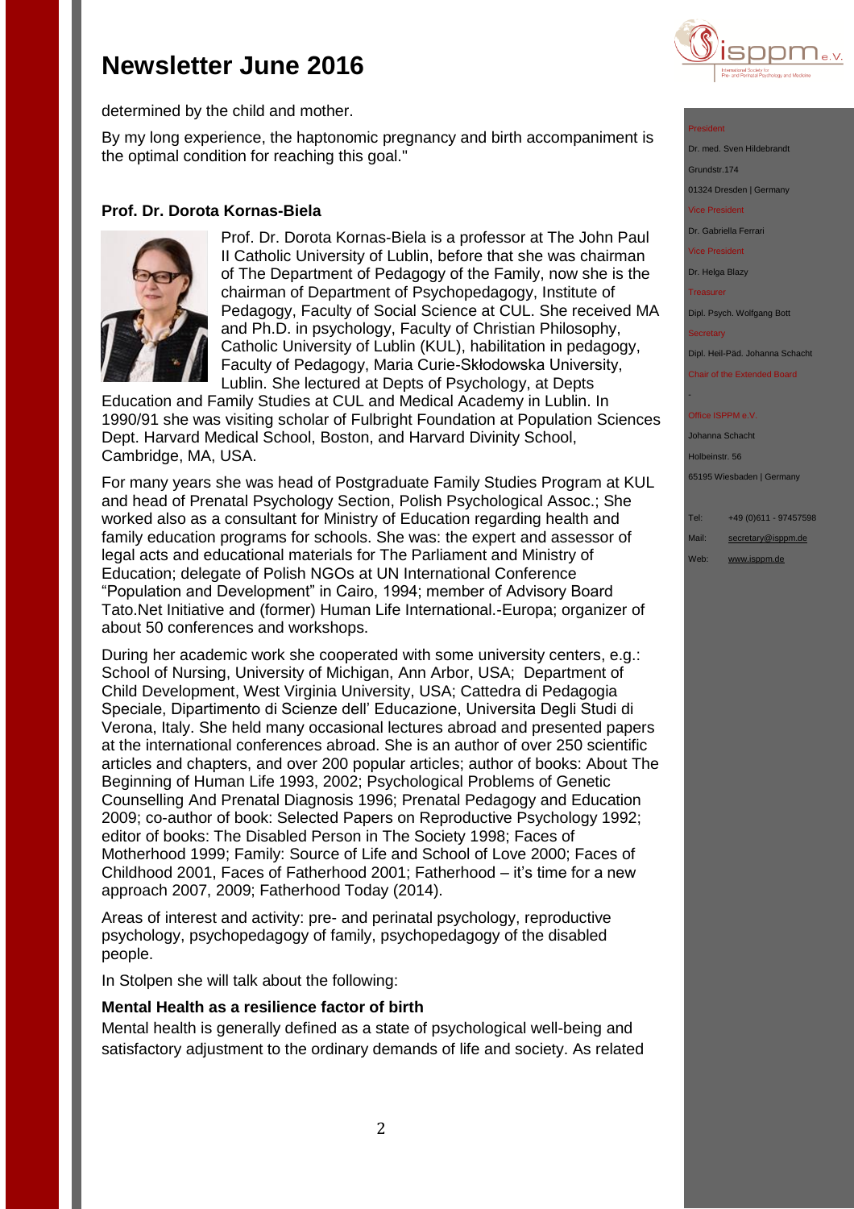determined by the child and mother.

By my long experience, the haptonomic pregnancy and birth accompaniment is the optimal condition for reaching this goal."

**Prof. Dr. Dorota Kornas-Biela**

Prof. Dr. Dorota Kornas-Biela is a professor at The John Paul II Catholic University of Lublin, before that she was chairman of The Department of Pedagogy of the Family, now she is the chairman of Department of Psychopedagogy, Institute of Pedagogy, Faculty of Social Science at CUL. She received MA and Ph.D. in psychology, Faculty of Christian Philosophy, Catholic University of Lublin (KUL), habilitation in pedagogy, Faculty of Pedagogy, Maria Curie-Skłodowska University, Lublin. She lectured at Depts of Psychology, at Depts Education and Family Studies at CUL and Medical Academy in Lublin. In 1990/91 she was visiting scholar of Fulbright Foundation at Population Sciences Dept. Harvard Medical School, Boston, and Harvard Divinity School, Cambridge, MA, USA.

For many years she was head of Postgraduate Family Studies Program at KUL and head of Prenatal Psychology Section, Polish Psychological Assoc.; She worked also as a consultant for Ministry of Education regarding health and family education programs for schools. She was: the expert and assessor of legal acts and educational materials for The Parliament and Ministry of Education; delegate of Polish NGOs at UN International Conference "Population and Development" in Cairo, 1994; member of Advisory Board Tato.Net Initiative and (former) Human Life International.-Europa; organizer of about 50 conferences and workshops.

During her academic work she cooperated with some university centers, e.g.: School of Nursing, University of Michigan, Ann Arbor, USA; Department of Child Development, West Virginia University, USA; Cattedra di Pedagogia Speciale, Dipartimento di Scienze dell' Educazione, Universita Degli Studi di Verona, Italy. She held many occasional lectures abroad and presented papers at the international conferences abroad. She is an author of over 250 scientific articles and chapters, and over 200 popular articles; author of books: About The Beginning of Human Life 1993, 2002; Psychological Problems of Genetic Counselling And Prenatal Diagnosis 1996; Prenatal Pedagogy and Education 2009; co-author of book: Selected Papers on Reproductive Psychology 1992; editor of books: The Disabled Person in The Society 1998; Faces of Motherhood 1999; Family: Source of Life and School of Love 2000; Faces of Childhood 2001, Faces of Fatherhood 2001; Fatherhood – it's time for a new approach 2007, 2009; Fatherhood Today (2014).

Areas of interest and activity: pre- and perinatal psychology, reproductive psychology, psychopedagogy of family, psychopedagogy of the disabled people.

In Stolpen she will talk about the following:

**Mental Health as a resilience factor of birth**

Mental health is generally defined as a state of psychological well-being and satisfactory adjustment to the ordinary demands of life and society. As related

President
Dr. med. Sven Hildebrandt
Grundstr.174
01324 Dresden | Germany

Vice President
Dr. Gabriella Ferrari

Vice President
Dr. Helga Blazy

Treasurer
Dipl. Psych. Wolfgang Bott

Secretary
Dipl. Heil-Päd. Johanna Schacht

Chair of the Extended Board
-

Office ISPPM e.V.
Johanna Schacht
Holbeinstr. 56
65195 Wiesbaden | Germany

Tel: +49 (0)611 - 97457598
Mail: secretary@isppm.de
Web: www.isppm.de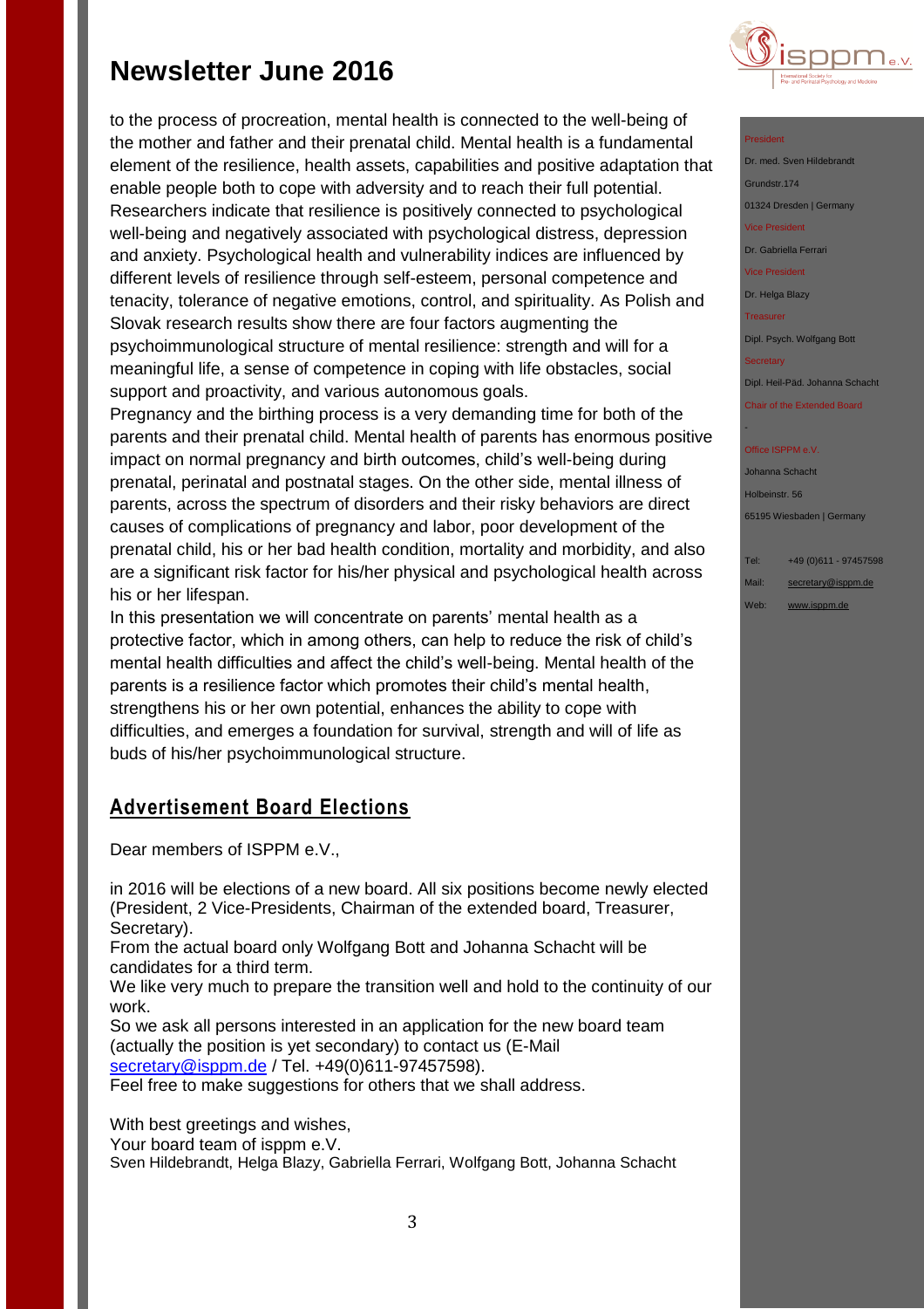to the process of procreation, mental health is connected to the well-being of the mother and father and their prenatal child. Mental health is a fundamental element of the resilience, health assets, capabilities and positive adaptation that enable people both to cope with adversity and to reach their full potential. Researchers indicate that resilience is positively connected to psychological well-being and negatively associated with psychological distress, depression and anxiety. Psychological health and vulnerability indices are influenced by different levels of resilience through self-esteem, personal competence and tenacity, tolerance of negative emotions, control, and spirituality. As Polish and Slovak research results show there are four factors augmenting the psychoimmunological structure of mental resilience: strength and will for a meaningful life, a sense of competence in coping with life obstacles, social support and proactivity, and various autonomous goals.
Pregnancy and the birthing process is a very demanding time for both of the parents and their prenatal child. Mental health of parents has enormous positive impact on normal pregnancy and birth outcomes, child's well-being during prenatal, perinatal and postnatal stages. On the other side, mental illness of parents, across the spectrum of disorders and their risky behaviors are direct causes of complications of pregnancy and labor, poor development of the prenatal child, his or her bad health condition, mortality and morbidity, and also are a significant risk factor for his/her physical and psychological health across his or her lifespan.
In this presentation we will concentrate on parents' mental health as a protective factor, which in among others, can help to reduce the risk of child's mental health difficulties and affect the child's well-being. Mental health of the parents is a resilience factor which promotes their child's mental health, strengthens his or her own potential, enhances the ability to cope with difficulties, and emerges a foundation for survival, strength and will of life as buds of his/her psychoimmunological structure.

## Advertisement Board Elections

Dear members of ISPPM e.V.,

in 2016 will be elections of a new board. All six positions become newly elected (President, 2 Vice-Presidents, Chairman of the extended board, Treasurer, Secretary).
From the actual board only Wolfgang Bott and Johanna Schacht will be candidates for a third term.
We like very much to prepare the transition well and hold to the continuity of our work.
So we ask all persons interested in an application for the new board team (actually the position is yet secondary) to contact us (E-Mail secretary@isppm.de / Tel. +49(0)611-97457598).
Feel free to make suggestions for others that we shall address.

With best greetings and wishes,
Your board team of isppm e.V.
Sven Hildebrandt, Helga Blazy, Gabriella Ferrari, Wolfgang Bott, Johanna Schacht

President
Dr. med. Sven Hildebrandt
Grundstr.174
01324 Dresden | Germany

Vice President
Dr. Gabriella Ferrari

Vice President
Dr. Helga Blazy

Treasurer
Dipl. Psych. Wolfgang Bott

Secretary
Dipl. Heil-Päd. Johanna Schacht

Chair of the Extended Board
-

Office ISPPM e.V.
Johanna Schacht
Holbeinstr. 56
65195 Wiesbaden | Germany

Tel: +49 (0)611 - 97457598
Mail: secretary@isppm.de
Web: www.isppm.de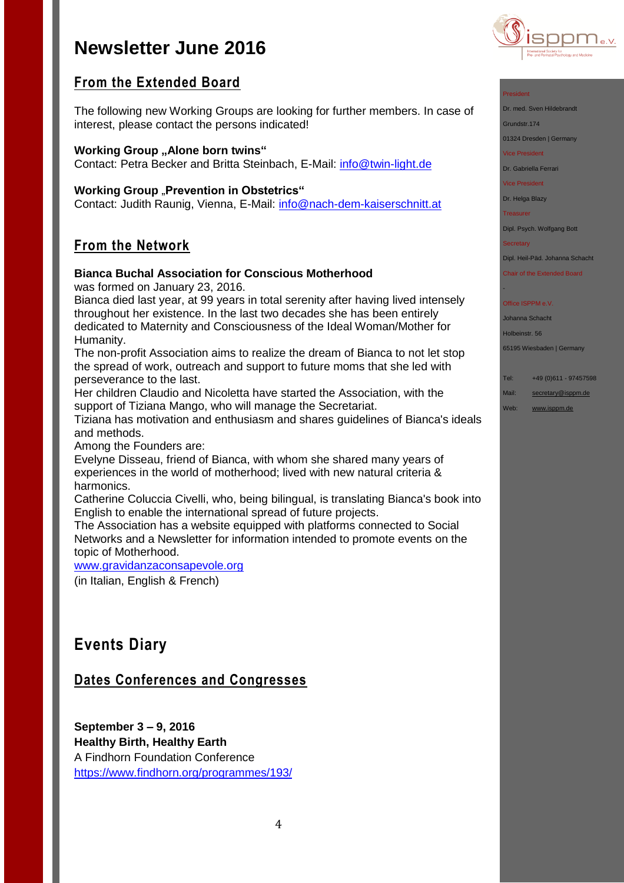# Newsletter June 2016

## From the Extended Board

The following new Working Groups are looking for further members. In case of interest, please contact the persons indicated!

**Working Group „Alone born twins"**
Contact: Petra Becker and Britta Steinbach, E-Mail: info@twin-light.de

**Working Group „Prevention in Obstetrics"**
Contact: Judith Raunig, Vienna, E-Mail: info@nach-dem-kaiserschnitt.at

## From the Network

**Bianca Buchal Association for Conscious Motherhood**
was formed on January 23, 2016.
Bianca died last year, at 99 years in total serenity after having lived intensely throughout her existence. In the last two decades she has been entirely dedicated to Maternity and Consciousness of the Ideal Woman/Mother for Humanity.
The non-profit Association aims to realize the dream of Bianca to not let stop the spread of work, outreach and support to future moms that she led with perseverance to the last.
Her children Claudio and Nicoletta have started the Association, with the support of Tiziana Mango, who will manage the Secretariat.
Tiziana has motivation and enthusiasm and shares guidelines of Bianca's ideals and methods.
Among the Founders are:
Evelyne Disseau, friend of Bianca, with whom she shared many years of experiences in the world of motherhood; lived with new natural criteria & harmonics.
Catherine Coluccia Civelli, who, being bilingual, is translating Bianca's book into English to enable the international spread of future projects.
The Association has a website equipped with platforms connected to Social Networks and a Newsletter for information intended to promote events on the topic of Motherhood.
www.gravidanzaconsapevole.org
(in Italian, English & French)

# Events Diary

## Dates Conferences and Congresses

**September 3 – 9, 2016**
**Healthy Birth, Healthy Earth**
A Findhorn Foundation Conference
https://www.findhorn.org/programmes/193/

President
Dr. med. Sven Hildebrandt
Grundstr.174
01324 Dresden | Germany
Vice President
Dr. Gabriella Ferrari
Vice President
Dr. Helga Blazy
Treasurer
Dipl. Psych. Wolfgang Bott
Secretary
Dipl. Heil-Päd. Johanna Schacht
Chair of the Extended Board
-
Office ISPPM e.V.
Johanna Schacht
Holbeinstr. 56
65195 Wiesbaden | Germany

Tel: +49 (0)611 - 97457598
Mail: secretary@isppm.de
Web: www.isppm.de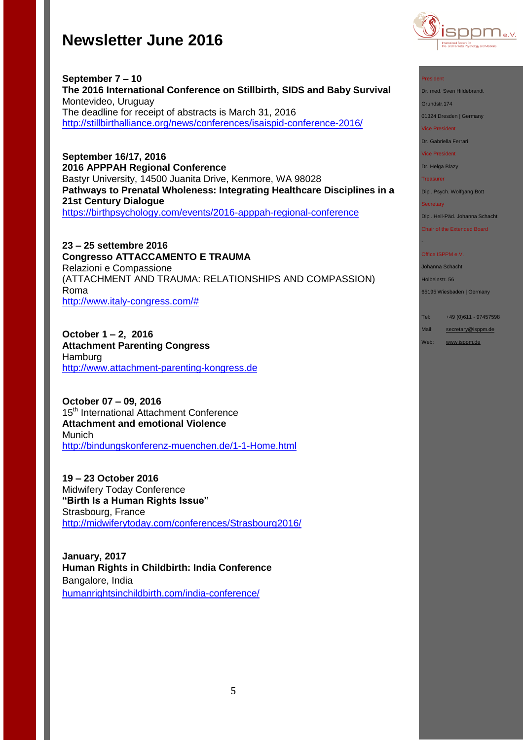**September 7 – 10**
**The 2016 International Conference on Stillbirth, SIDS and Baby Survival**
Montevideo, Uruguay
The deadline for receipt of abstracts is March 31, 2016
http://stillbirthalliance.org/news/conferences/isaispid-conference-2016/

**September 16/17, 2016**
**2016 APPPAH Regional Conference**
Bastyr University, 14500 Juanita Drive, Kenmore, WA 98028
**Pathways to Prenatal Wholeness: Integrating Healthcare Disciplines in a 21st Century Dialogue**
https://birthpsychology.com/events/2016-apppah-regional-conference

**23 – 25 settembre 2016**
**Congresso ATTACCAMENTO E TRAUMA**
Relazioni e Compassione
(ATTACHMENT AND TRAUMA: RELATIONSHIPS AND COMPASSION)
Roma
http://www.italy-congress.com/#

**October 1 – 2, 2016**
**Attachment Parenting Congress**
Hamburg
http://www.attachment-parenting-kongress.de

**October 07 – 09, 2016**
15th International Attachment Conference
**Attachment and emotional Violence**
Munich
http://bindungskonferenz-muenchen.de/1-1-Home.html

**19 – 23 October 2016**
Midwifery Today Conference
**"Birth Is a Human Rights Issue"**
Strasbourg, France
http://midwiferytoday.com/conferences/Strasbourg2016/

**January, 2017**
**Human Rights in Childbirth: India Conference**
Bangalore, India
humanrightsinchildbirth.com/india-conference/

President
Dr. med. Sven Hildebrandt
Grundstr.174
01324 Dresden | Germany
Vice President
Dr. Gabriella Ferrari
Vice President
Dr. Helga Blazy
Treasurer
Dipl. Psych. Wolfgang Bott
Secretary
Dipl. Heil-Päd. Johanna Schacht
Chair of the Extended Board
-
Office ISPPM e.V.
Johanna Schacht
Holbeinstr. 56
65195 Wiesbaden | Germany

Tel: +49 (0)611 - 97457598
Mail: secretary@isppm.de
Web: www.isppm.de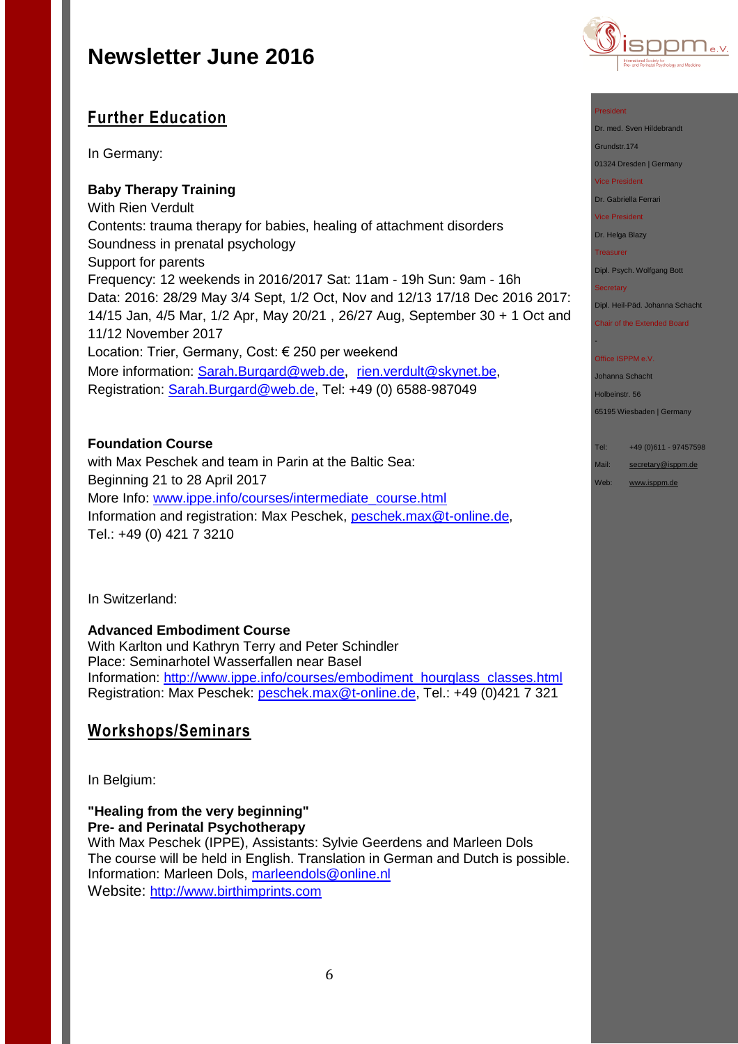# Newsletter June 2016

## Further Education

In Germany:

**Baby Therapy Training**
With Rien Verdult
Contents: trauma therapy for babies, healing of attachment disorders
Soundness in prenatal psychology
Support for parents
Frequency: 12 weekends in 2016/2017 Sat: 11am - 19h Sun: 9am - 16h
Data: 2016: 28/29 May 3/4 Sept, 1/2 Oct, Nov and 12/13 17/18 Dec 2016 2017: 14/15 Jan, 4/5 Mar, 1/2 Apr, May 20/21 , 26/27 Aug, September 30 + 1 Oct and 11/12 November 2017
Location: Trier, Germany, Cost: € 250 per weekend
More information: Sarah.Burgard@web.de, rien.verdult@skynet.be,
Registration: Sarah.Burgard@web.de, Tel: +49 (0) 6588-987049

**Foundation Course**
with Max Peschek and team in Parin at the Baltic Sea:
Beginning 21 to 28 April 2017
More Info: www.ippe.info/courses/intermediate_course.html
Information and registration: Max Peschek, peschek.max@t-online.de,
Tel.: +49 (0) 421 7 3210

In Switzerland:

**Advanced Embodiment Course**
With Karlton und Kathryn Terry and Peter Schindler
Place: Seminarhotel Wasserfallen near Basel
Information: http://www.ippe.info/courses/embodiment_hourglass_classes.html
Registration: Max Peschek: peschek.max@t-online.de, Tel.: +49 (0)421 7 321

## Workshops/Seminars

In Belgium:

**"Healing from the very beginning"**
**Pre- and Perinatal Psychotherapy**
With Max Peschek (IPPE), Assistants: Sylvie Geerdens and Marleen Dols
The course will be held in English. Translation in German and Dutch is possible.
Information: Marleen Dols, marleendols@online.nl
Website: http://www.birthimprints.com

---

President
Dr. med. Sven Hildebrandt
Grundstr.174
01324 Dresden | Germany

Vice President
Dr. Gabriella Ferrari

Vice President
Dr. Helga Blazy

Treasurer
Dipl. Psych. Wolfgang Bott

Secretary
Dipl. Heil-Päd. Johanna Schacht

Chair of the Extended Board
-

Office ISPPM e.V.
Johanna Schacht
Holbeinstr. 56
65195 Wiesbaden | Germany

Tel: +49 (0)611 - 97457598
Mail: secretary@isppm.de
Web: www.isppm.de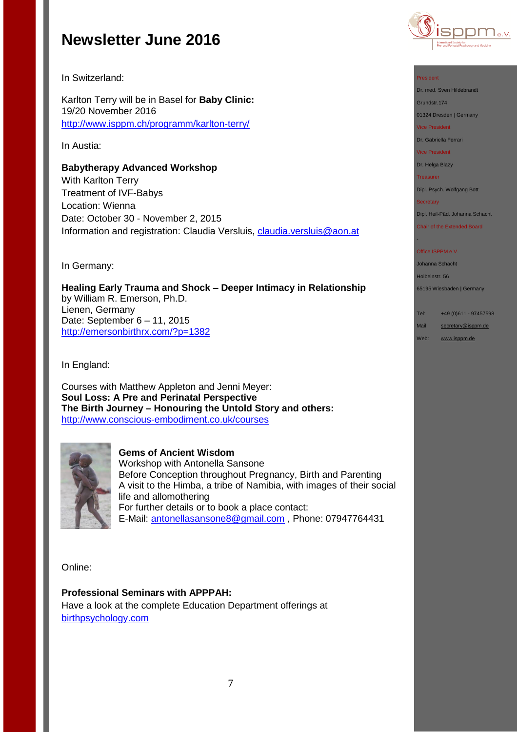# Newsletter June 2016

In Switzerland:

Karlton Terry will be in Basel for **Baby Clinic:**
19/20 November 2016
http://www.isppm.ch/programm/karlton-terry/

In Austia:

**Babytherapy Advanced Workshop**
With Karlton Terry
Treatment of IVF-Babys
Location: Wienna
Date: October 30 - November 2, 2015
Information and registration: Claudia Versluis, claudia.versluis@aon.at

In Germany:

**Healing Early Trauma and Shock – Deeper Intimacy in Relationship**
by William R. Emerson, Ph.D.
Lienen, Germany
Date: September 6 – 11, 2015
http://emersonbirthrx.com/?p=1382

In England:

Courses with Matthew Appleton and Jenni Meyer:
**Soul Loss: A Pre and Perinatal Perspective**
**The Birth Journey – Honouring the Untold Story and others:**
http://www.conscious-embodiment.co.uk/courses

**Gems of Ancient Wisdom**
Workshop with Antonella Sansone
Before Conception throughout Pregnancy, Birth and Parenting
A visit to the Himba, a tribe of Namibia, with images of their social life and allomothering
For further details or to book a place contact:
E-Mail: antonellasansone8@gmail.com , Phone: 07947764431

Online:

**Professional Seminars with APPPAH:**
Have a look at the complete Education Department offerings at
birthpsychology.com

President
Dr. med. Sven Hildebrandt
Grundstr.174
01324 Dresden | Germany

Vice President
Dr. Gabriella Ferrari

Vice President
Dr. Helga Blazy

Treasurer
Dipl. Psych. Wolfgang Bott

Secretary
Dipl. Heil-Päd. Johanna Schacht

Chair of the Extended Board
-

Office ISPPM e.V.
Johanna Schacht
Holbeinstr. 56
65195 Wiesbaden | Germany

Tel: +49 (0)611 - 97457598
Mail: secretary@isppm.de
Web: www.isppm.de